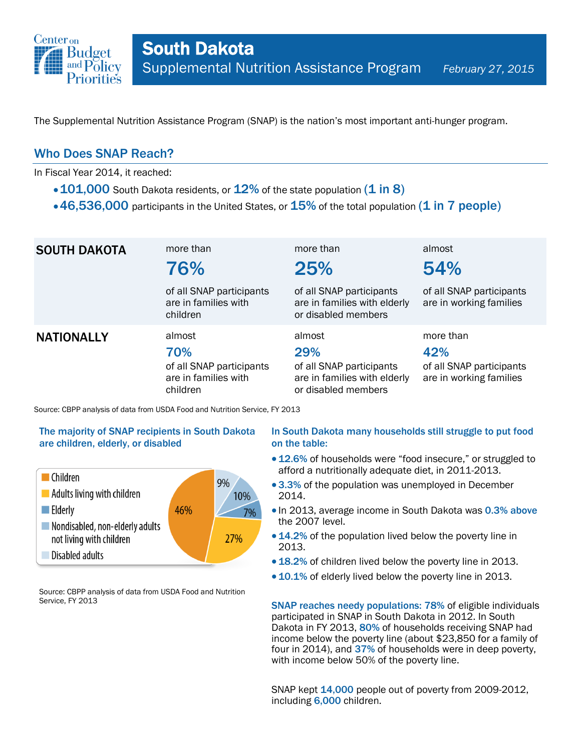Center on Budget and Policy Priorities

# South Dakota

## Supplemental Nutrition Assistance Program

*February 27, 2015*

The Supplemental Nutrition Assistance Program (SNAP) is the nation's most important anti-hunger program.

## Who Does SNAP Reach?

In Fiscal Year 2014, it reached:

- **101,000** South Dakota residents, or **12%** of the state population **(1 in 8)**
- **46,536,000** participants in the United States, or **15%** of the total population **(1 in 7 people)**

| | | | |
|---|---|---|---|
| **SOUTH DAKOTA** | more than **76%** of all SNAP participants are in families with children | more than **25%** of all SNAP participants are in families with elderly or disabled members | almost **54%** of all SNAP participants are in working families |
| **NATIONALLY** | almost **70%** of all SNAP participants are in families with children | almost **29%** of all SNAP participants are in families with elderly or disabled members | more than **42%** of all SNAP participants are in working families |

Source: CBPP analysis of data from USDA Food and Nutrition Service, FY 2013

### The majority of SNAP recipients in South Dakota are children, elderly, or disabled

| Category | Share |
|---|---|
| Children | 46% |
| Adults living with children | 27% |
| Elderly | 7% |
| Nondisabled, non-elderly adults not living with children | 10% |
| Disabled adults | 9% |

Source: CBPP analysis of data from USDA Food and Nutrition Service, FY 2013

### In South Dakota many households still struggle to put food on the table:

- **12.6%** of households were "food insecure," or struggled to afford a nutritionally adequate diet, in 2011-2013.
- **3.3%** of the population was unemployed in December 2014.
- In 2013, average income in South Dakota was **0.3% above** the 2007 level.
- **14.2%** of the population lived below the poverty line in 2013.
- **18.2%** of children lived below the poverty line in 2013.
- **10.1%** of elderly lived below the poverty line in 2013.

**SNAP reaches needy populations: 78%** of eligible individuals participated in SNAP in South Dakota in 2012. In South Dakota in FY 2013, **80%** of households receiving SNAP had income below the poverty line (about $23,850 for a family of four in 2014), and **37%** of households were in deep poverty, with income below 50% of the poverty line.

SNAP kept **14,000** people out of poverty from 2009-2012, including **6,000** children.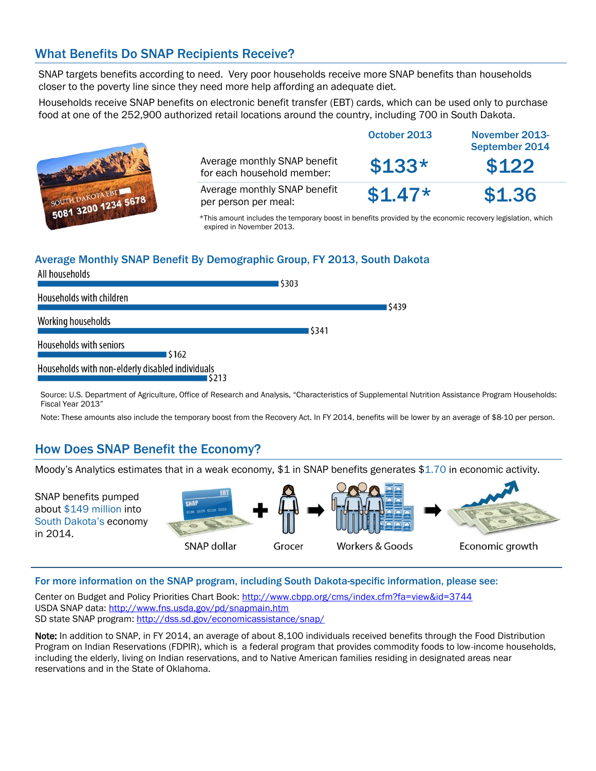## What Benefits Do SNAP Recipients Receive?

SNAP targets benefits according to need. Very poor households receive more SNAP benefits than households closer to the poverty line since they need more help affording an adequate diet.

Households receive SNAP benefits on electronic benefit transfer (EBT) cards, which can be used only to purchase food at one of the 252,900 authorized retail locations around the country, including 700 in South Dakota.

| | October 2013 | November 2013-September 2014 |
|---|---|---|
| Average monthly SNAP benefit for each household member: | $133* | $122 |
| Average monthly SNAP benefit per person per meal: | $1.47* | $1.36 |

*This amount includes the temporary boost in benefits provided by the economic recovery legislation, which expired in November 2013.

### Average Monthly SNAP Benefit By Demographic Group, FY 2013, South Dakota

All households
$303

Households with children
$439

Working households
$341

Households with seniors
$162

Households with non-elderly disabled individuals
$213

Source: U.S. Department of Agriculture, Office of Research and Analysis, "Characteristics of Supplemental Nutrition Assistance Program Households: Fiscal Year 2013"

Note: These amounts also include the temporary boost from the Recovery Act. In FY 2014, benefits will be lower by an average of $8-10 per person.

## How Does SNAP Benefit the Economy?

Moody's Analytics estimates that in a weak economy, $1 in SNAP benefits generates $1.70 in economic activity.

SNAP benefits pumped about $149 million into South Dakota's economy in 2014.

SNAP dollar + Grocer → Workers & Goods → Economic growth

---

**For more information on the SNAP program, including South Dakota-specific information, please see:**

Center on Budget and Policy Priorities Chart Book: http://www.cbpp.org/cms/index.cfm?fa=view&id=3744
USDA SNAP data: http://www.fns.usda.gov/pd/snapmain.htm
SD state SNAP program: http://dss.sd.gov/economicassistance/snap/

**Note:** In addition to SNAP, in FY 2014, an average of about 8,100 individuals received benefits through the Food Distribution Program on Indian Reservations (FDPIR), which is a federal program that provides commodity foods to low-income households, including the elderly, living on Indian reservations, and to Native American families residing in designated areas near reservations and in the State of Oklahoma.